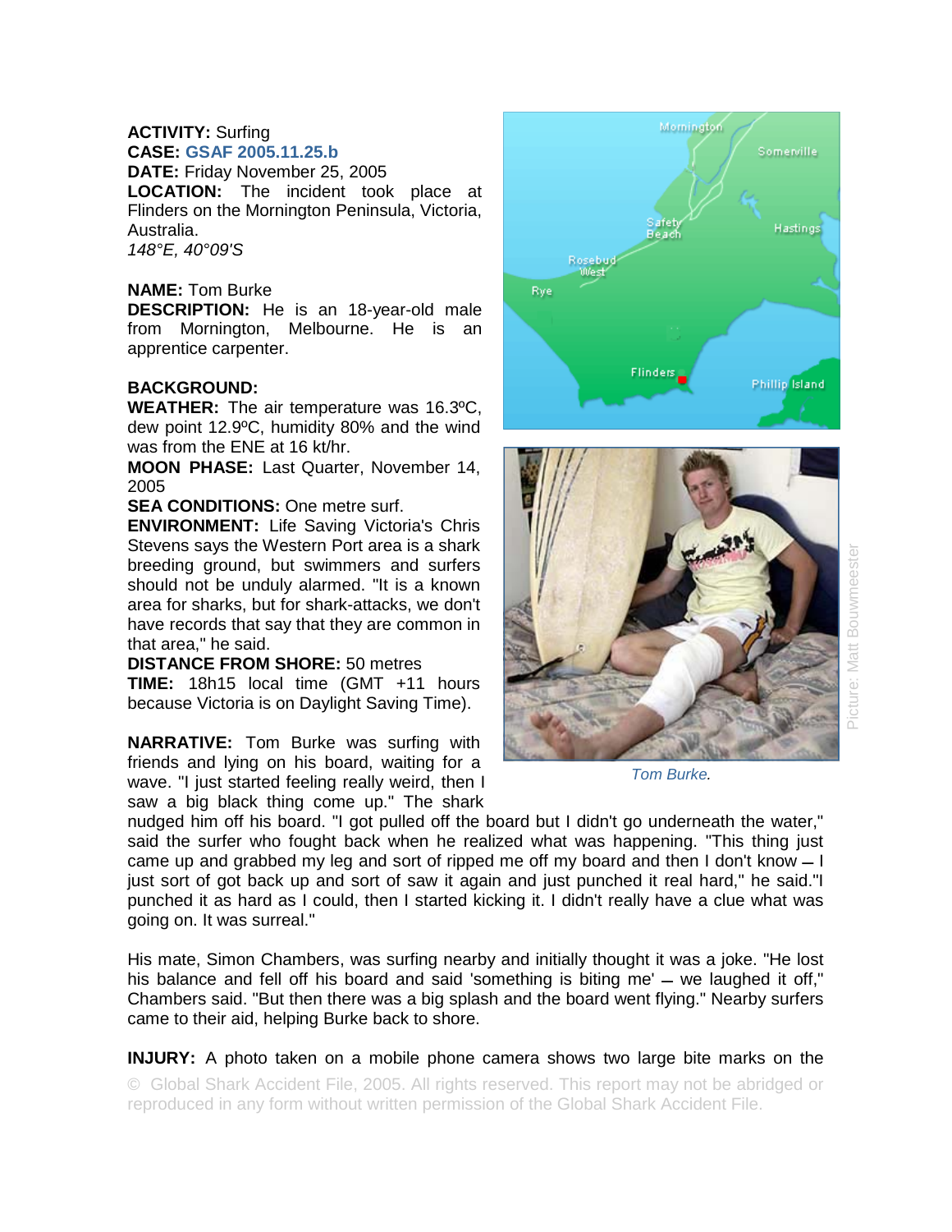**ACTIVITY:** Surfing
**CASE:** GSAF 2005.11.25.b
**DATE:** Friday November 25, 2005
**LOCATION:** The incident took place at Flinders on the Mornington Peninsula, Victoria, Australia.
*148°E, 40°09'S*

**NAME:** Tom Burke
**DESCRIPTION:** He is an 18-year-old male from Mornington, Melbourne. He is an apprentice carpenter.

**BACKGROUND:**
**WEATHER:** The air temperature was 16.3ºC, dew point 12.9ºC, humidity 80% and the wind was from the ENE at 16 kt/hr.
**MOON PHASE:** Last Quarter, November 14, 2005
**SEA CONDITIONS:** One metre surf.
**ENVIRONMENT:** Life Saving Victoria's Chris Stevens says the Western Port area is a shark breeding ground, but swimmers and surfers should not be unduly alarmed. "It is a known area for sharks, but for shark-attacks, we don't have records that say that they are common in that area," he said.
**DISTANCE FROM SHORE:** 50 metres
**TIME:** 18h15 local time (GMT +11 hours because Victoria is on Daylight Saving Time).

Tom Burke.

Picture: Matt Bouwmeester

**NARRATIVE:** Tom Burke was surfing with friends and lying on his board, waiting for a wave. "I just started feeling really weird, then I saw a big black thing come up." The shark nudged him off his board. "I got pulled off the board but I didn't go underneath the water," said the surfer who fought back when he realized what was happening. "This thing just came up and grabbed my leg and sort of ripped me off my board and then I don't know – I just sort of got back up and sort of saw it again and just punched it real hard," he said."I punched it as hard as I could, then I started kicking it. I didn't really have a clue what was going on. It was surreal."

His mate, Simon Chambers, was surfing nearby and initially thought it was a joke. "He lost his balance and fell off his board and said 'something is biting me' – we laughed it off," Chambers said. "But then there was a big splash and the board went flying." Nearby surfers came to their aid, helping Burke back to shore.

**INJURY:** A photo taken on a mobile phone camera shows two large bite marks on the

© Global Shark Accident File, 2005. All rights reserved. This report may not be abridged or reproduced in any form without written permission of the Global Shark Accident File.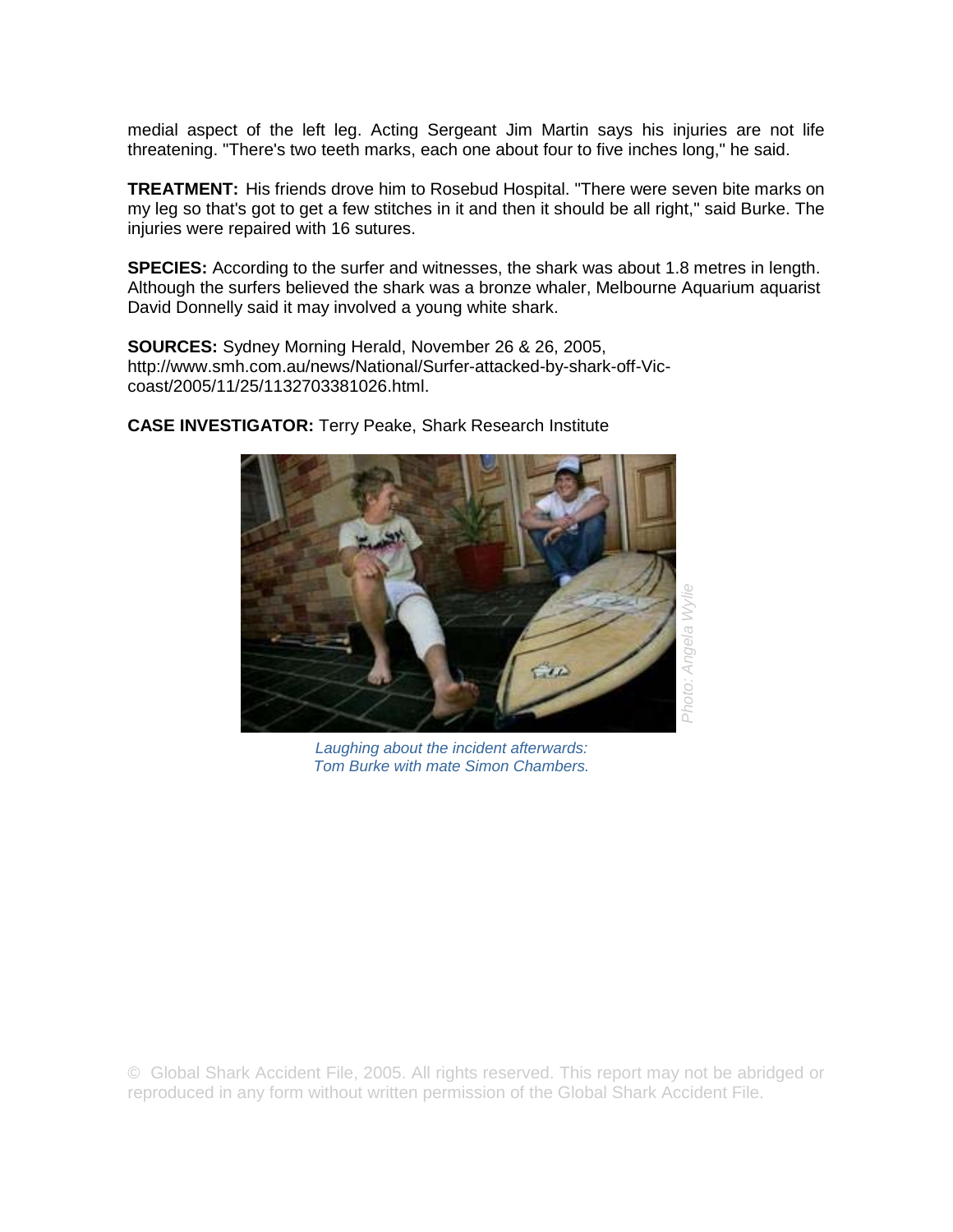medial aspect of the left leg. Acting Sergeant Jim Martin says his injuries are not life threatening. "There's two teeth marks, each one about four to five inches long," he said.

**TREATMENT:** His friends drove him to Rosebud Hospital. "There were seven bite marks on my leg so that's got to get a few stitches in it and then it should be all right," said Burke. The injuries were repaired with 16 sutures.

**SPECIES:** According to the surfer and witnesses, the shark was about 1.8 metres in length. Although the surfers believed the shark was a bronze whaler, Melbourne Aquarium aquarist David Donnelly said it may involved a young white shark.

**SOURCES:** Sydney Morning Herald, November 26 & 26, 2005, http://www.smh.com.au/news/National/Surfer-attacked-by-shark-off-Vic-coast/2005/11/25/1132703381026.html.

**CASE INVESTIGATOR:** Terry Peake, Shark Research Institute

*Photo: Angela Wylie*

*Laughing about the incident afterwards: Tom Burke with mate Simon Chambers.*

© Global Shark Accident File, 2005. All rights reserved. This report may not be abridged or reproduced in any form without written permission of the Global Shark Accident File.